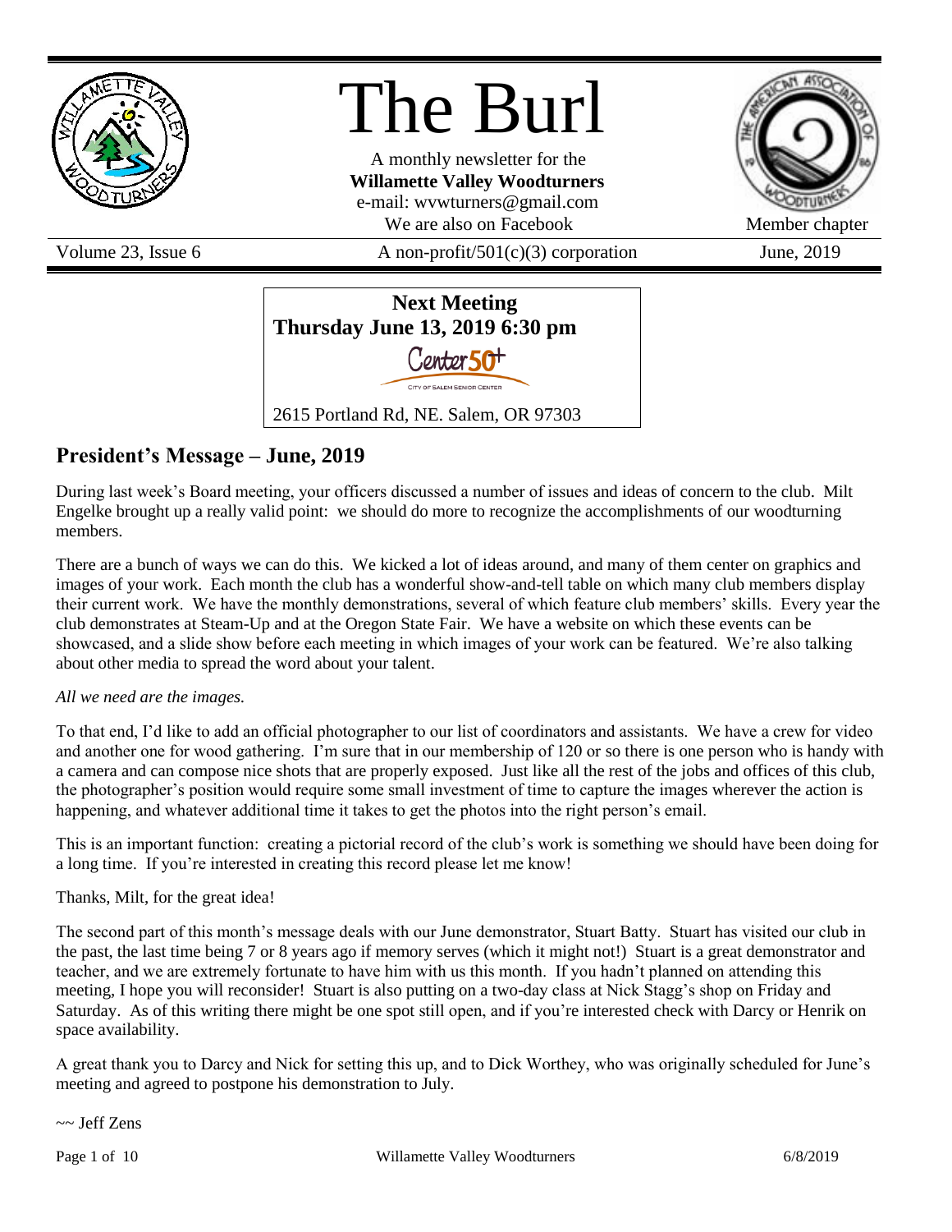# The Burl

A monthly newsletter for the
**Willamette Valley Woodturners**
e-mail: wvwturners@gmail.com
We are also on Facebook

Member chapter

Volume 23, Issue 6 | A non-profit/501(c)(3) corporation | June, 2019

**Next Meeting**
**Thursday June 13, 2019 6:30 pm**

Center 50+
CITY OF SALEM SENIOR CENTER

2615 Portland Rd, NE. Salem, OR 97303

## President's Message – June, 2019

During last week's Board meeting, your officers discussed a number of issues and ideas of concern to the club. Milt Engelke brought up a really valid point: we should do more to recognize the accomplishments of our woodturning members.

There are a bunch of ways we can do this. We kicked a lot of ideas around, and many of them center on graphics and images of your work. Each month the club has a wonderful show-and-tell table on which many club members display their current work. We have the monthly demonstrations, several of which feature club members' skills. Every year the club demonstrates at Steam-Up and at the Oregon State Fair. We have a website on which these events can be showcased, and a slide show before each meeting in which images of your work can be featured. We're also talking about other media to spread the word about your talent.

*All we need are the images.*

To that end, I'd like to add an official photographer to our list of coordinators and assistants. We have a crew for video and another one for wood gathering. I'm sure that in our membership of 120 or so there is one person who is handy with a camera and can compose nice shots that are properly exposed. Just like all the rest of the jobs and offices of this club, the photographer's position would require some small investment of time to capture the images wherever the action is happening, and whatever additional time it takes to get the photos into the right person's email.

This is an important function: creating a pictorial record of the club's work is something we should have been doing for a long time. If you're interested in creating this record please let me know!

Thanks, Milt, for the great idea!

The second part of this month's message deals with our June demonstrator, Stuart Batty. Stuart has visited our club in the past, the last time being 7 or 8 years ago if memory serves (which it might not!) Stuart is a great demonstrator and teacher, and we are extremely fortunate to have him with us this month. If you hadn't planned on attending this meeting, I hope you will reconsider! Stuart is also putting on a two-day class at Nick Stagg's shop on Friday and Saturday. As of this writing there might be one spot still open, and if you're interested check with Darcy or Henrik on space availability.

A great thank you to Darcy and Nick for setting this up, and to Dick Worthey, who was originally scheduled for June's meeting and agreed to postpone his demonstration to July.

~~ Jeff Zens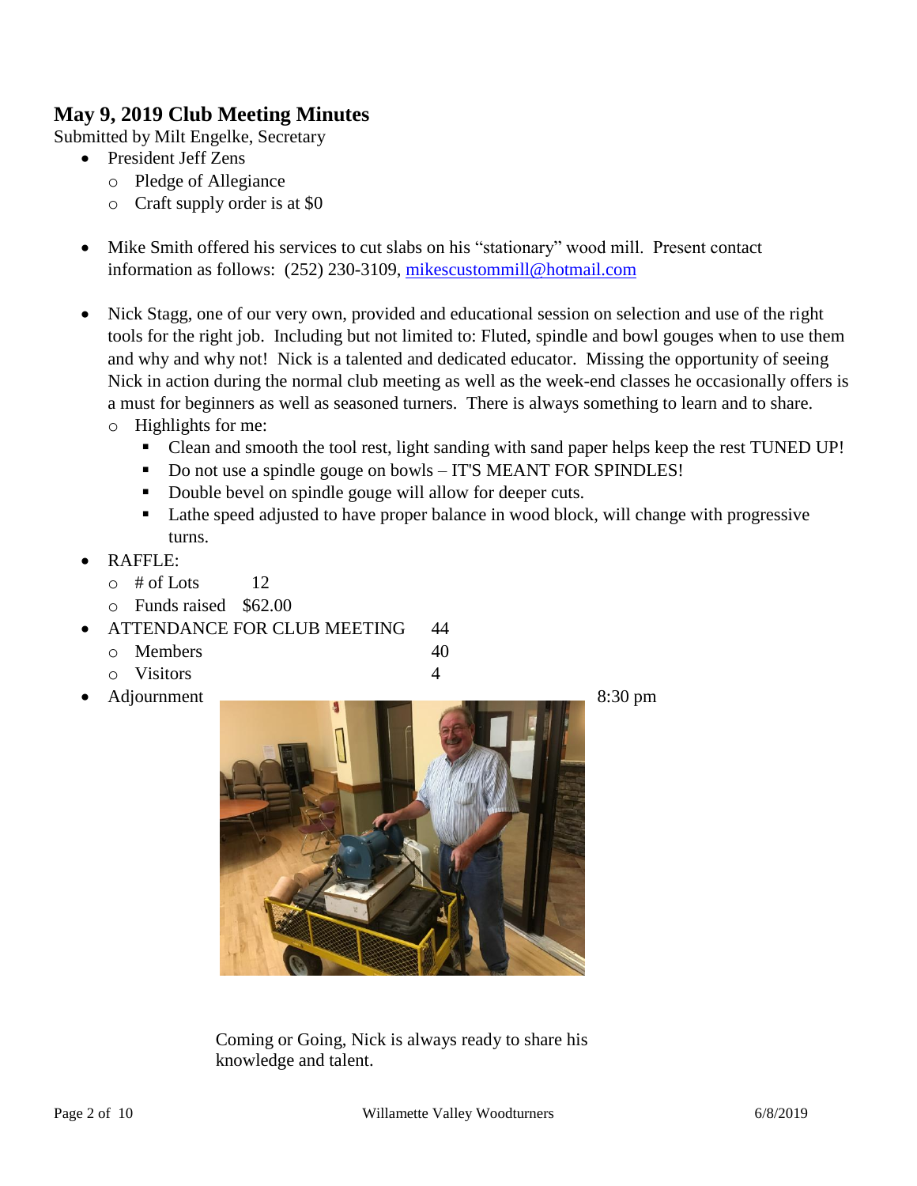## May 9, 2019 Club Meeting Minutes

Submitted by Milt Engelke, Secretary

- President Jeff Zens
  - Pledge of Allegiance
  - Craft supply order is at $0
- Mike Smith offered his services to cut slabs on his "stationary" wood mill. Present contact information as follows: (252) 230-3109, mikescustommill@hotmail.com
- Nick Stagg, one of our very own, provided and educational session on selection and use of the right tools for the right job. Including but not limited to: Fluted, spindle and bowl gouges when to use them and why and why not! Nick is a talented and dedicated educator. Missing the opportunity of seeing Nick in action during the normal club meeting as well as the week-end classes he occasionally offers is a must for beginners as well as seasoned turners. There is always something to learn and to share.
  - Highlights for me:
    - Clean and smooth the tool rest, light sanding with sand paper helps keep the rest TUNED UP!
    - Do not use a spindle gouge on bowls – IT'S MEANT FOR SPINDLES!
    - Double bevel on spindle gouge will allow for deeper cuts.
    - Lathe speed adjusted to have proper balance in wood block, will change with progressive turns.
- RAFFLE:
  - # of Lots 12
  - Funds raised $62.00
- ATTENDANCE FOR CLUB MEETING 44
  - Members 40
  - Visitors 4
- Adjournment 8:30 pm

Coming or Going, Nick is always ready to share his knowledge and talent.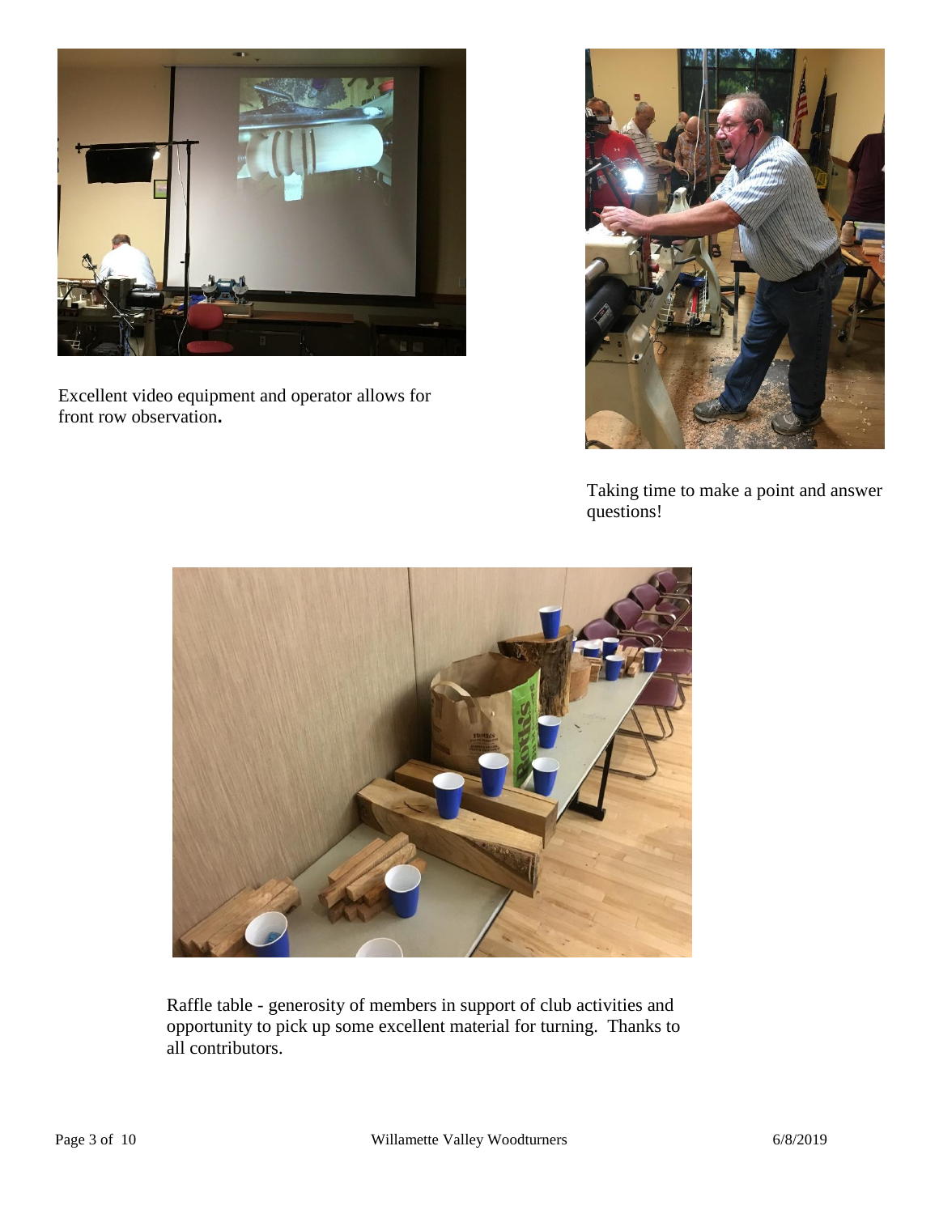Excellent video equipment and operator allows for front row observation**.**

Taking time to make a point and answer questions!

Raffle table - generosity of members in support of club activities and opportunity to pick up some excellent material for turning. Thanks to all contributors.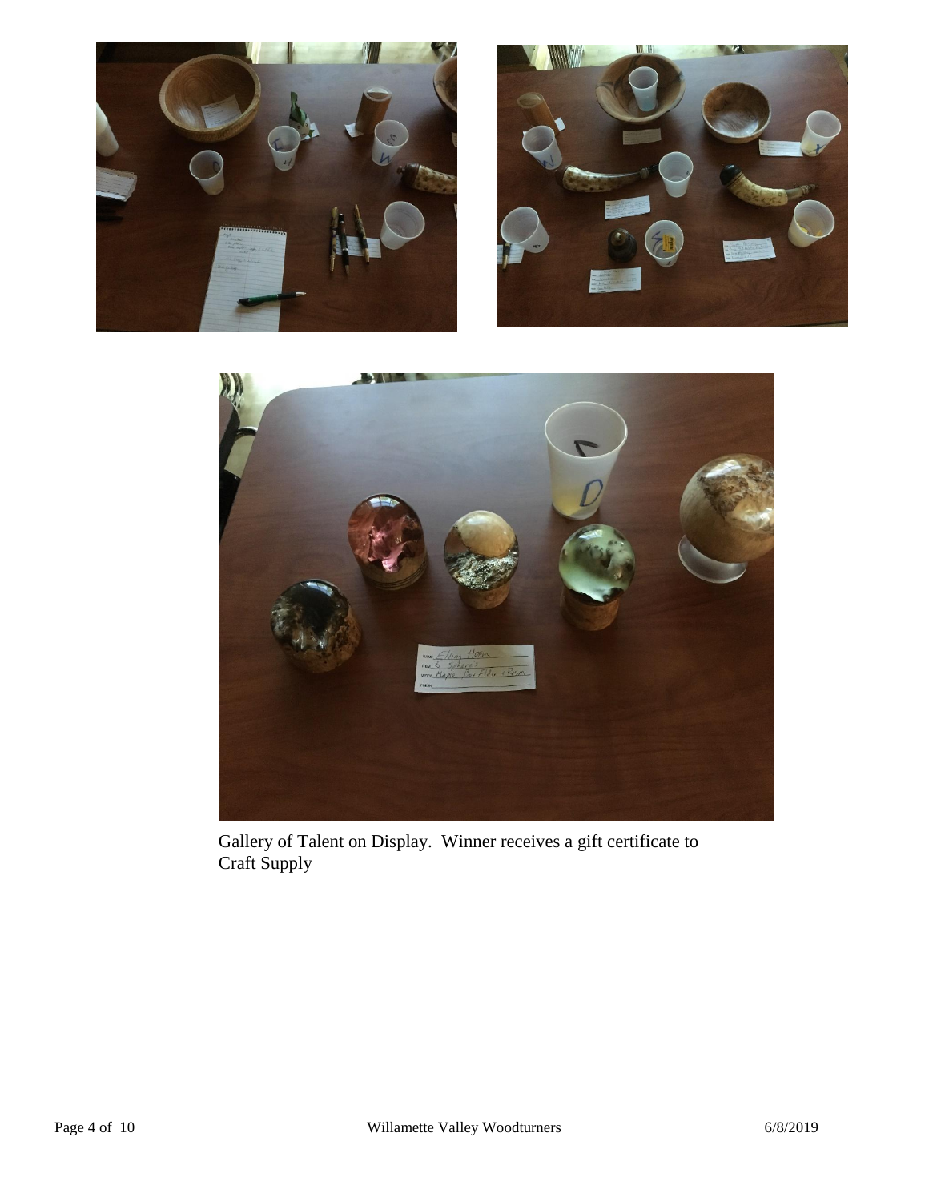Gallery of Talent on Display. Winner receives a gift certificate to Craft Supply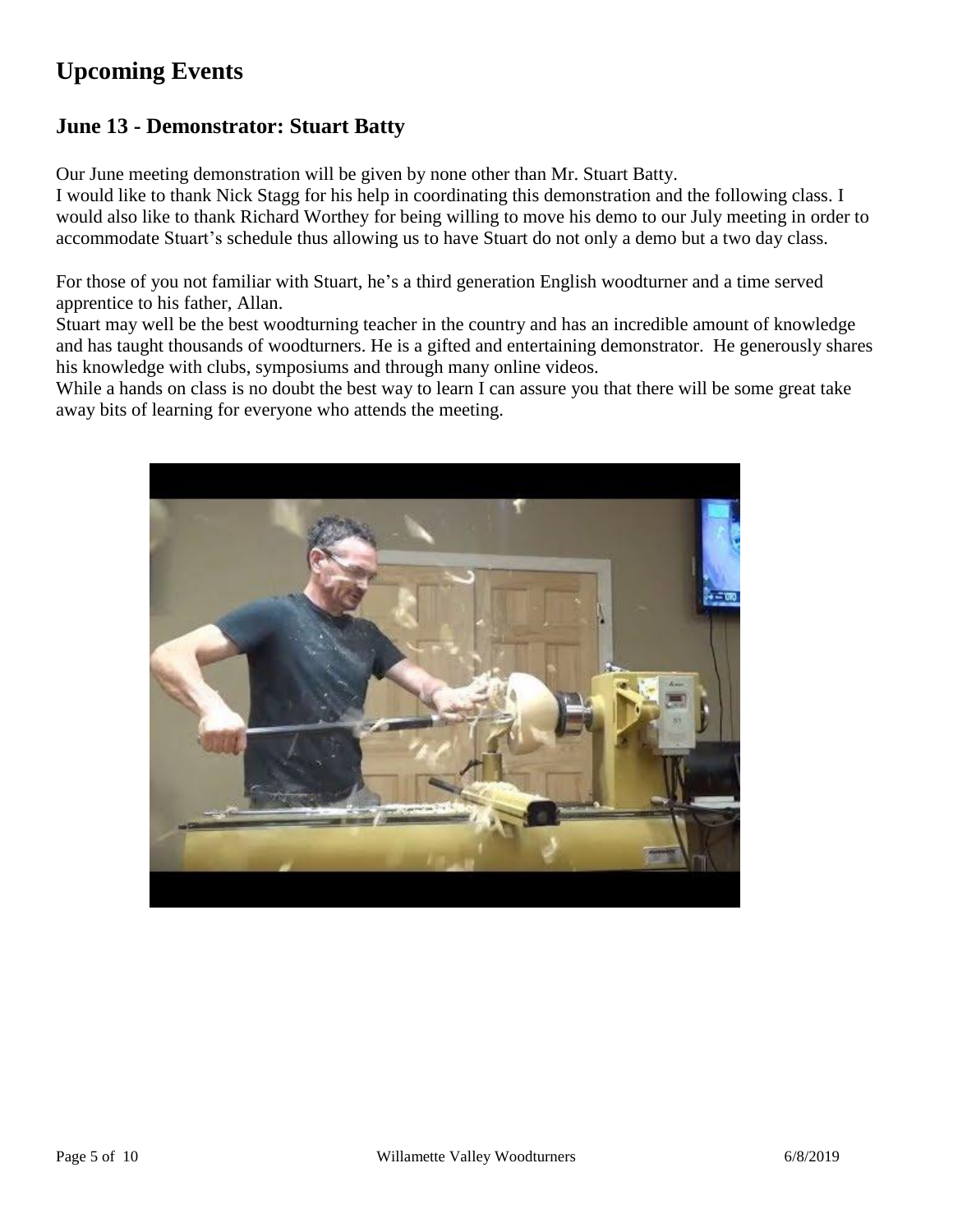# Upcoming Events

## June 13 - Demonstrator: Stuart Batty

Our June meeting demonstration will be given by none other than Mr. Stuart Batty.
I would like to thank Nick Stagg for his help in coordinating this demonstration and the following class. I would also like to thank Richard Worthey for being willing to move his demo to our July meeting in order to accommodate Stuart's schedule thus allowing us to have Stuart do not only a demo but a two day class.

For those of you not familiar with Stuart, he's a third generation English woodturner and a time served apprentice to his father, Allan.
Stuart may well be the best woodturning teacher in the country and has an incredible amount of knowledge and has taught thousands of woodturners. He is a gifted and entertaining demonstrator. He generously shares his knowledge with clubs, symposiums and through many online videos.
While a hands on class is no doubt the best way to learn I can assure you that there will be some great take away bits of learning for everyone who attends the meeting.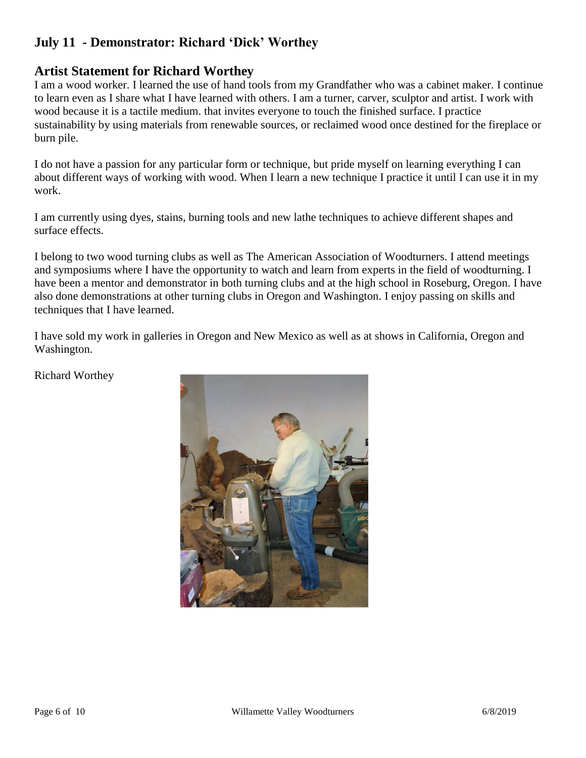## July 11 - Demonstrator: Richard 'Dick' Worthey

## Artist Statement for Richard Worthey

I am a wood worker. I learned the use of hand tools from my Grandfather who was a cabinet maker. I continue to learn even as I share what I have learned with others. I am a turner, carver, sculptor and artist. I work with wood because it is a tactile medium. that invites everyone to touch the finished surface. I practice sustainability by using materials from renewable sources, or reclaimed wood once destined for the fireplace or burn pile.

I do not have a passion for any particular form or technique, but pride myself on learning everything I can about different ways of working with wood. When I learn a new technique I practice it until I can use it in my work.

I am currently using dyes, stains, burning tools and new lathe techniques to achieve different shapes and surface effects.

I belong to two wood turning clubs as well as The American Association of Woodturners. I attend meetings and symposiums where I have the opportunity to watch and learn from experts in the field of woodturning. I have been a mentor and demonstrator in both turning clubs and at the high school in Roseburg, Oregon. I have also done demonstrations at other turning clubs in Oregon and Washington. I enjoy passing on skills and techniques that I have learned.

I have sold my work in galleries in Oregon and New Mexico as well as at shows in California, Oregon and Washington.

Richard Worthey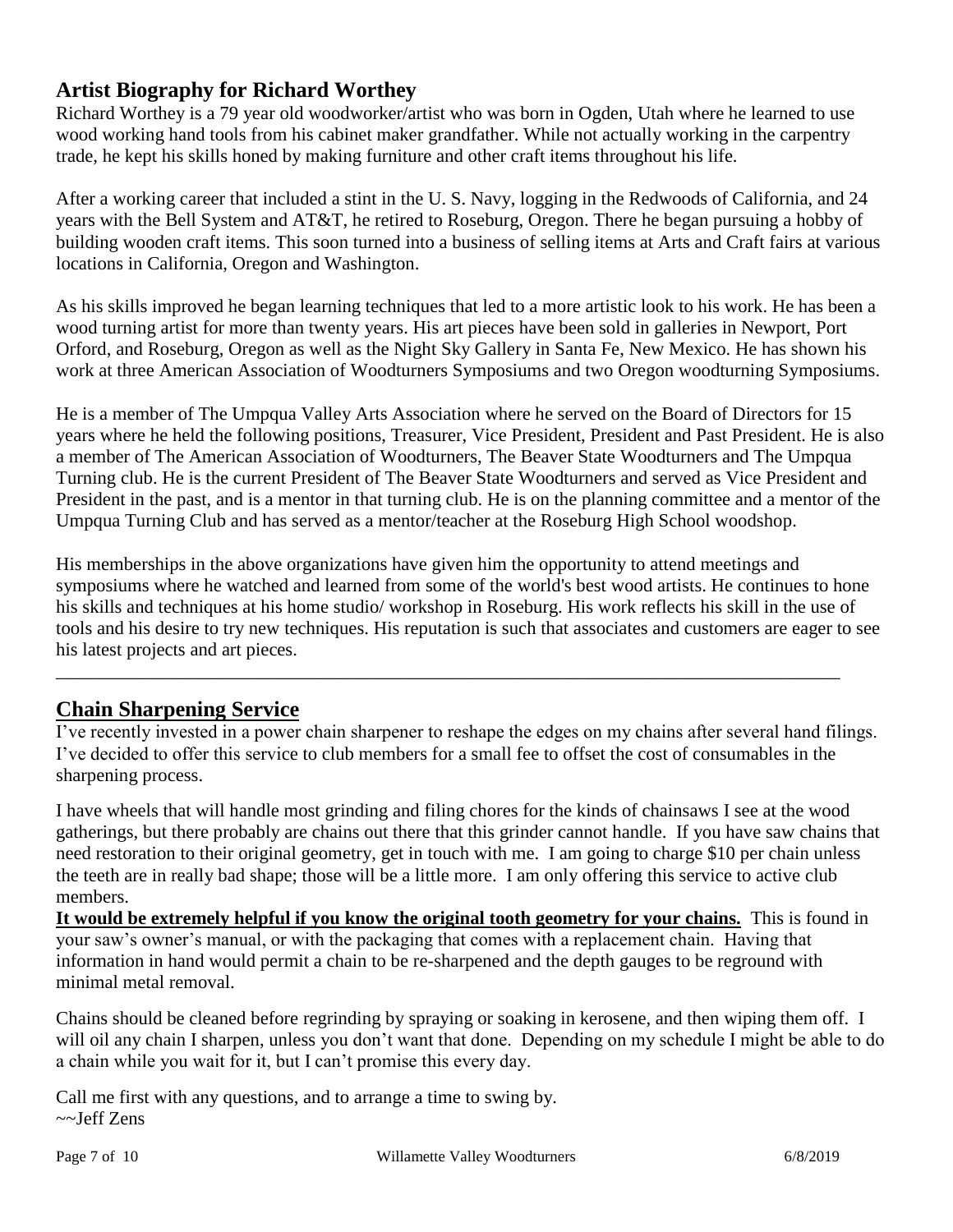## Artist Biography for Richard Worthey

Richard Worthey is a 79 year old woodworker/artist who was born in Ogden, Utah where he learned to use wood working hand tools from his cabinet maker grandfather. While not actually working in the carpentry trade, he kept his skills honed by making furniture and other craft items throughout his life.

After a working career that included a stint in the U. S. Navy, logging in the Redwoods of California, and 24 years with the Bell System and AT&T, he retired to Roseburg, Oregon. There he began pursuing a hobby of building wooden craft items. This soon turned into a business of selling items at Arts and Craft fairs at various locations in California, Oregon and Washington.

As his skills improved he began learning techniques that led to a more artistic look to his work. He has been a wood turning artist for more than twenty years. His art pieces have been sold in galleries in Newport, Port Orford, and Roseburg, Oregon as well as the Night Sky Gallery in Santa Fe, New Mexico. He has shown his work at three American Association of Woodturners Symposiums and two Oregon woodturning Symposiums.

He is a member of The Umpqua Valley Arts Association where he served on the Board of Directors for 15 years where he held the following positions, Treasurer, Vice President, President and Past President. He is also a member of The American Association of Woodturners, The Beaver State Woodturners and The Umpqua Turning club. He is the current President of The Beaver State Woodturners and served as Vice President and President in the past, and is a mentor in that turning club. He is on the planning committee and a mentor of the Umpqua Turning Club and has served as a mentor/teacher at the Roseburg High School woodshop.

His memberships in the above organizations have given him the opportunity to attend meetings and symposiums where he watched and learned from some of the world's best wood artists. He continues to hone his skills and techniques at his home studio/ workshop in Roseburg. His work reflects his skill in the use of tools and his desire to try new techniques. His reputation is such that associates and customers are eager to see his latest projects and art pieces.

---

## Chain Sharpening Service

I've recently invested in a power chain sharpener to reshape the edges on my chains after several hand filings. I've decided to offer this service to club members for a small fee to offset the cost of consumables in the sharpening process.

I have wheels that will handle most grinding and filing chores for the kinds of chainsaws I see at the wood gatherings, but there probably are chains out there that this grinder cannot handle. If you have saw chains that need restoration to their original geometry, get in touch with me. I am going to charge $10 per chain unless the teeth are in really bad shape; those will be a little more. I am only offering this service to active club members.

**It would be extremely helpful if you know the original tooth geometry for your chains.** This is found in your saw's owner's manual, or with the packaging that comes with a replacement chain. Having that information in hand would permit a chain to be re-sharpened and the depth gauges to be reground with minimal metal removal.

Chains should be cleaned before regrinding by spraying or soaking in kerosene, and then wiping them off. I will oil any chain I sharpen, unless you don't want that done. Depending on my schedule I might be able to do a chain while you wait for it, but I can't promise this every day.

Call me first with any questions, and to arrange a time to swing by.
~~Jeff Zens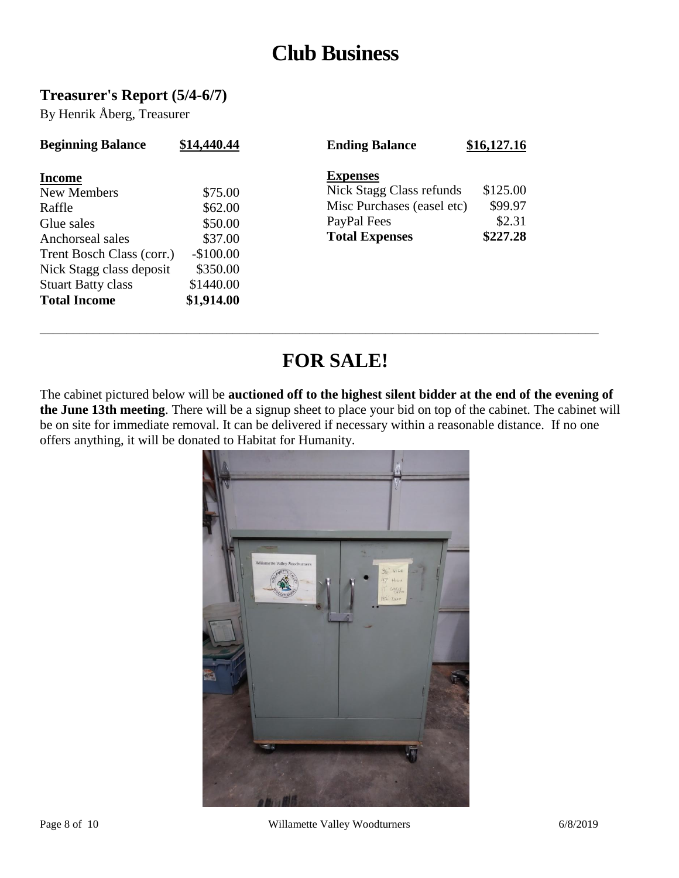# Club Business

## Treasurer's Report (5/4-6/7)

By Henrik Åberg, Treasurer

| Beginning Balance | $14,440.44 |
|---|---|
| **Income** | |
| New Members | $75.00 |
| Raffle | $62.00 |
| Glue sales | $50.00 |
| Anchorseal sales | $37.00 |
| Trent Bosch Class (corr.) | -$100.00 |
| Nick Stagg class deposit | $350.00 |
| Stuart Batty class | $1440.00 |
| **Total Income** | **$1,914.00** |

| Ending Balance | $16,127.16 |
|---|---|
| **Expenses** | |
| Nick Stagg Class refunds | $125.00 |
| Misc Purchases (easel etc) | $99.97 |
| PayPal Fees | $2.31 |
| **Total Expenses** | **$227.28** |

---

# FOR SALE!

The cabinet pictured below will be **auctioned off to the highest silent bidder at the end of the evening of the June 13th meeting**. There will be a signup sheet to place your bid on top of the cabinet. The cabinet will be on site for immediate removal. It can be delivered if necessary within a reasonable distance. If no one offers anything, it will be donated to Habitat for Humanity.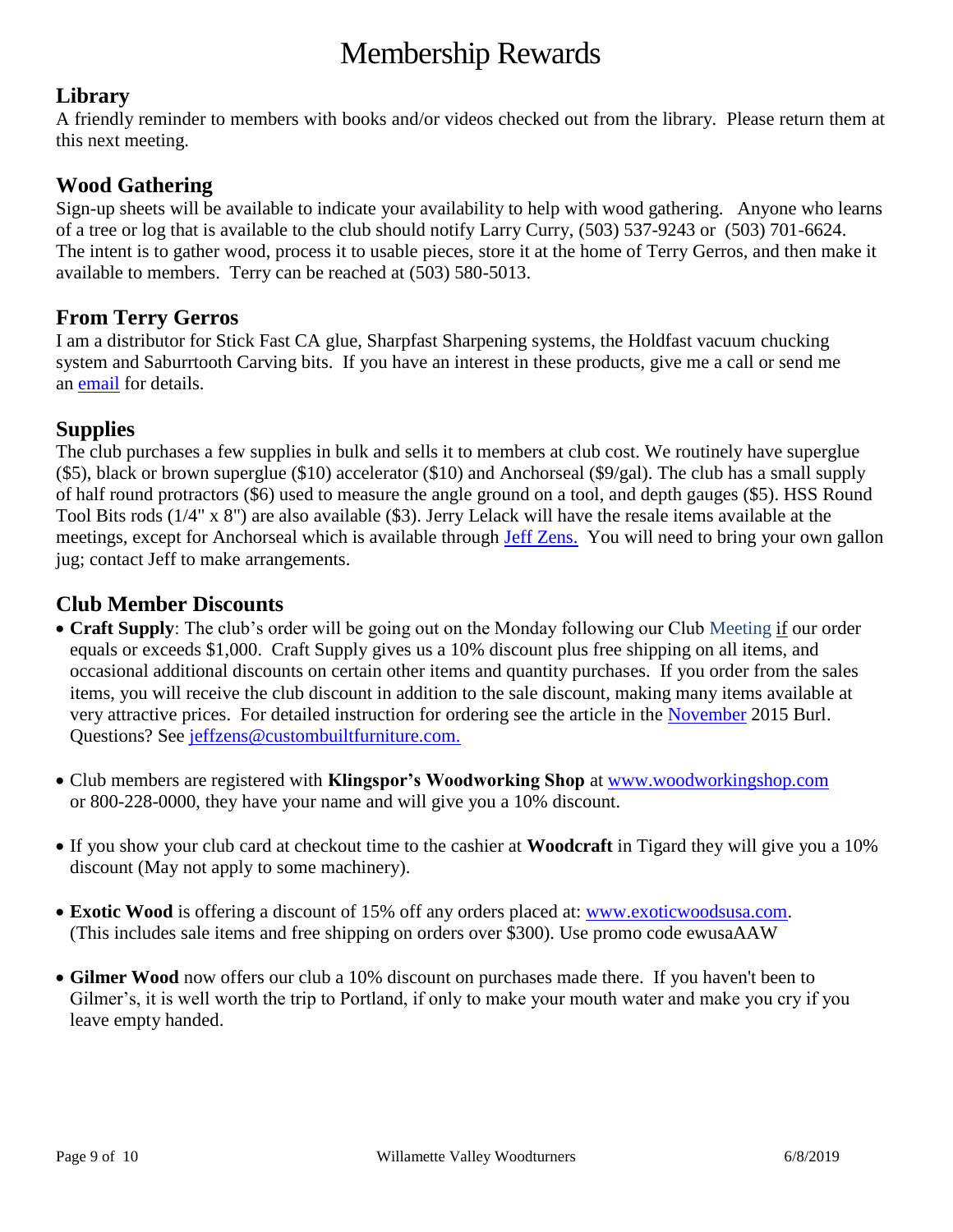# Membership Rewards

## Library

A friendly reminder to members with books and/or videos checked out from the library. Please return them at this next meeting.

## Wood Gathering

Sign-up sheets will be available to indicate your availability to help with wood gathering. Anyone who learns of a tree or log that is available to the club should notify Larry Curry, (503) 537-9243 or (503) 701-6624. The intent is to gather wood, process it to usable pieces, store it at the home of Terry Gerros, and then make it available to members. Terry can be reached at (503) 580-5013.

## From Terry Gerros

I am a distributor for Stick Fast CA glue, Sharpfast Sharpening systems, the Holdfast vacuum chucking system and Saburrtooth Carving bits. If you have an interest in these products, give me a call or send me an email for details.

## Supplies

The club purchases a few supplies in bulk and sells it to members at club cost. We routinely have superglue ($5), black or brown superglue ($10) accelerator ($10) and Anchorseal ($9/gal). The club has a small supply of half round protractors ($6) used to measure the angle ground on a tool, and depth gauges ($5). HSS Round Tool Bits rods (1/4" x 8") are also available ($3). Jerry Lelack will have the resale items available at the meetings, except for Anchorseal which is available through Jeff Zens. You will need to bring your own gallon jug; contact Jeff to make arrangements.

## Club Member Discounts

- **Craft Supply**: The club's order will be going out on the Monday following our Club Meeting if our order equals or exceeds $1,000. Craft Supply gives us a 10% discount plus free shipping on all items, and occasional additional discounts on certain other items and quantity purchases. If you order from the sales items, you will receive the club discount in addition to the sale discount, making many items available at very attractive prices. For detailed instruction for ordering see the article in the November 2015 Burl. Questions? See jeffzens@custombuiltfurniture.com.

- Club members are registered with **Klingspor's Woodworking Shop** at www.woodworkingshop.com or 800-228-0000, they have your name and will give you a 10% discount.

- If you show your club card at checkout time to the cashier at **Woodcraft** in Tigard they will give you a 10% discount (May not apply to some machinery).

- **Exotic Wood** is offering a discount of 15% off any orders placed at: www.exoticwoodsusa.com. (This includes sale items and free shipping on orders over $300). Use promo code ewusaAAW

- **Gilmer Wood** now offers our club a 10% discount on purchases made there. If you haven't been to Gilmer's, it is well worth the trip to Portland, if only to make your mouth water and make you cry if you leave empty handed.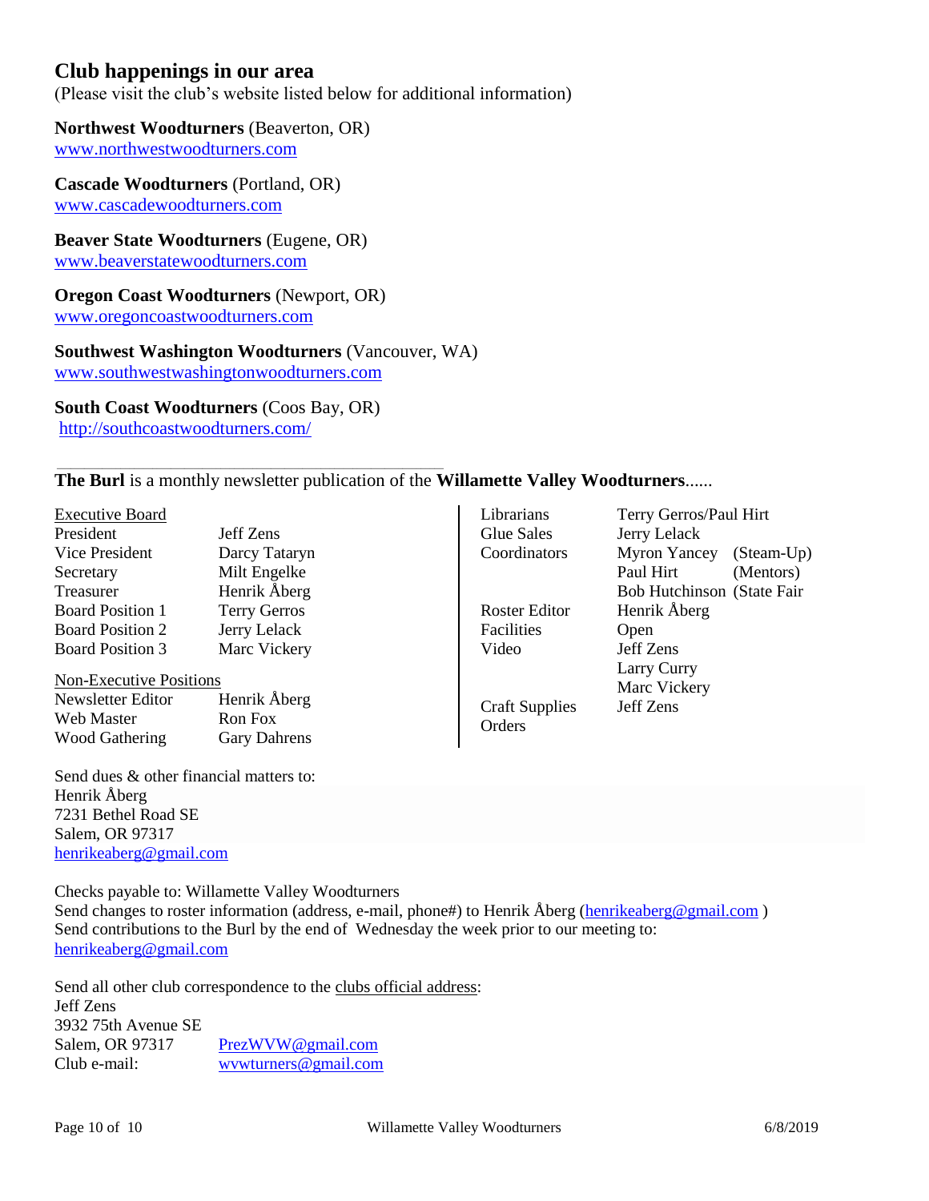## Club happenings in our area

(Please visit the club's website listed below for additional information)

**Northwest Woodturners** (Beaverton, OR)
www.northwestwoodturners.com

**Cascade Woodturners** (Portland, OR)
www.cascadewoodturners.com

**Beaver State Woodturners** (Eugene, OR)
www.beaverstatewoodturners.com

**Oregon Coast Woodturners** (Newport, OR)
www.oregoncoastwoodturners.com

**Southwest Washington Woodturners** (Vancouver, WA)
www.southwestwashingtonwoodturners.com

**South Coast Woodturners** (Coos Bay, OR)
http://southcoastwoodturners.com/

---

**The Burl** is a monthly newsletter publication of the **Willamette Valley Woodturners**......

<u>Executive Board</u>

| | |
|---|---|
| President | Jeff Zens |
| Vice President | Darcy Tataryn |
| Secretary | Milt Engelke |
| Treasurer | Henrik Åberg |
| Board Position 1 | Terry Gerros |
| Board Position 2 | Jerry Lelack |
| Board Position 3 | Marc Vickery |

<u>Non-Executive Positions</u>

| | |
|---|---|
| Newsletter Editor | Henrik Åberg |
| Web Master | Ron Fox |
| Wood Gathering | Gary Dahrens |
| Librarians | Terry Gerros/Paul Hirt |
| Glue Sales | Jerry Lelack |
| Coordinators | Myron Yancey (Steam-Up) |
| | Paul Hirt (Mentors) |
| | Bob Hutchinson (State Fair |
| Roster Editor | Henrik Åberg |
| Facilities | Open |
| Video | Jeff Zens |
| | Larry Curry |
| | Marc Vickery |
| Craft Supplies Orders | Jeff Zens |

Send dues & other financial matters to:
Henrik Åberg
7231 Bethel Road SE
Salem, OR 97317
henrikeaberg@gmail.com

Checks payable to: Willamette Valley Woodturners
Send changes to roster information (address, e-mail, phone#) to Henrik Åberg (henrikeaberg@gmail.com )
Send contributions to the Burl by the end of Wednesday the week prior to our meeting to:
henrikeaberg@gmail.com

Send all other club correspondence to the <u>clubs official address</u>:
Jeff Zens
3932 75th Avenue SE
Salem, OR 97317 PrezWVW@gmail.com
Club e-mail: wvwturners@gmail.com